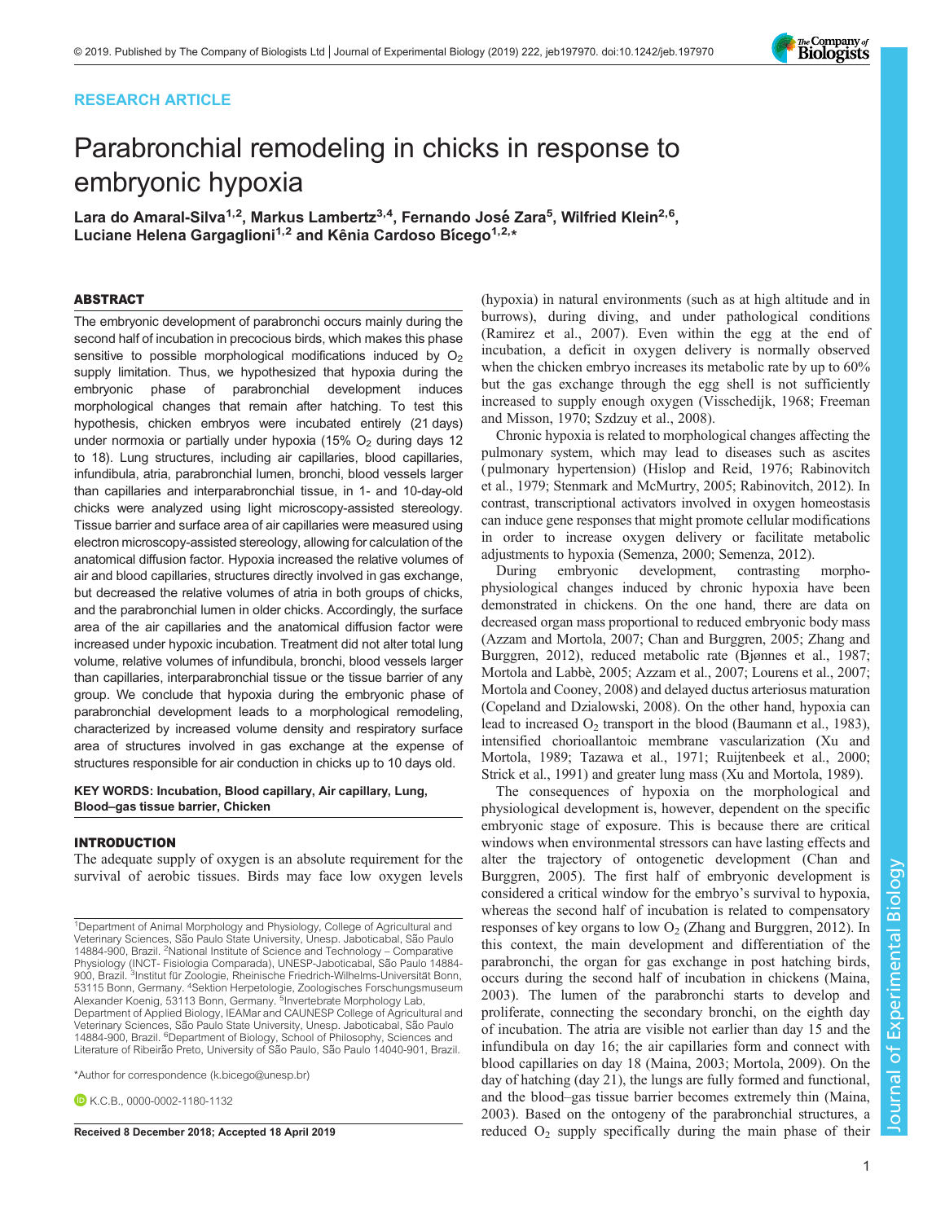RESEARCH ARTICLE

# Parabronchial remodeling in chicks in response to embryonic hypoxia

Lara do Amaral-Silva[1,2], Markus Lambertz[3,4], Fernando José Zara[5], Wilfried Klein[2,6], Luciane Helena Gargaglioni[1,2] and Kênia Cardoso Bícego[1,2,*]

## ABSTRACT

The embryonic development of parabronchi occurs mainly during the second half of incubation in precocious birds, which makes this phase sensitive to possible morphological modifications induced by $O_2$ supply limitation. Thus, we hypothesized that hypoxia during the embryonic phase of parabronchial development induces morphological changes that remain after hatching. To test this hypothesis, chicken embryos were incubated entirely (21 days) under normoxia or partially under hypoxia (15% $O_2$ during days 12 to 18). Lung structures, including air capillaries, blood capillaries, infundibula, atria, parabronchial lumen, bronchi, blood vessels larger than capillaries and interparabronchial tissue, in 1- and 10-day-old chicks were analyzed using light microscopy-assisted stereology. Tissue barrier and surface area of air capillaries were measured using electron microscopy-assisted stereology, allowing for calculation of the anatomical diffusion factor. Hypoxia increased the relative volumes of air and blood capillaries, structures directly involved in gas exchange, but decreased the relative volumes of atria in both groups of chicks, and the parabronchial lumen in older chicks. Accordingly, the surface area of the air capillaries and the anatomical diffusion factor were increased under hypoxic incubation. Treatment did not alter total lung volume, relative volumes of infundibula, bronchi, blood vessels larger than capillaries, interparabronchial tissue or the tissue barrier of any group. We conclude that hypoxia during the embryonic phase of parabronchial development leads to a morphological remodeling, characterized by increased volume density and respiratory surface area of structures involved in gas exchange at the expense of structures responsible for air conduction in chicks up to 10 days old.

**KEY WORDS: Incubation, Blood capillary, Air capillary, Lung, Blood–gas tissue barrier, Chicken**

## INTRODUCTION

The adequate supply of oxygen is an absolute requirement for the survival of aerobic tissues. Birds may face low oxygen levels (hypoxia) in natural environments (such as at high altitude and in burrows), during diving, and under pathological conditions (Ramirez et al., 2007). Even within the egg at the end of incubation, a deficit in oxygen delivery is normally observed when the chicken embryo increases its metabolic rate by up to 60% but the gas exchange through the egg shell is not sufficiently increased to supply enough oxygen (Visschedijk, 1968; Freeman and Misson, 1970; Szdzuy et al., 2008).

Chronic hypoxia is related to morphological changes affecting the pulmonary system, which may lead to diseases such as ascites (pulmonary hypertension) (Hislop and Reid, 1976; Rabinovitch et al., 1979; Stenmark and McMurtry, 2005; Rabinovitch, 2012). In contrast, transcriptional activators involved in oxygen homeostasis can induce gene responses that might promote cellular modifications in order to increase oxygen delivery or facilitate metabolic adjustments to hypoxia (Semenza, 2000; Semenza, 2012).

During embryonic development, contrasting morpho-physiological changes induced by chronic hypoxia have been demonstrated in chickens. On the one hand, there are data on decreased organ mass proportional to reduced embryonic body mass (Azzam and Mortola, 2007; Chan and Burggren, 2005; Zhang and Burggren, 2012), reduced metabolic rate (Bjønnes et al., 1987; Mortola and Labbè, 2005; Azzam et al., 2007; Lourens et al., 2007; Mortola and Cooney, 2008) and delayed ductus arteriosus maturation (Copeland and Dzialowski, 2008). On the other hand, hypoxia can lead to increased $O_2$ transport in the blood (Baumann et al., 1983), intensified chorioallantoic membrane vascularization (Xu and Mortola, 1989; Tazawa et al., 1971; Ruijtenbeek et al., 2000; Strick et al., 1991) and greater lung mass (Xu and Mortola, 1989).

The consequences of hypoxia on the morphological and physiological development is, however, dependent on the specific embryonic stage of exposure. This is because there are critical windows when environmental stressors can have lasting effects and alter the trajectory of ontogenetic development (Chan and Burggren, 2005). The first half of embryonic development is considered a critical window for the embryo's survival to hypoxia, whereas the second half of incubation is related to compensatory responses of key organs to low $O_2$ (Zhang and Burggren, 2012). In this context, the main development and differentiation of the parabronchi, the organ for gas exchange in post hatching birds, occurs during the second half of incubation in chickens (Maina, 2003). The lumen of the parabronchi starts to develop and proliferate, connecting the secondary bronchi, on the eighth day of incubation. The atria are visible not earlier than day 15 and the infundibula on day 16; the air capillaries form and connect with blood capillaries on day 18 (Maina, 2003; Mortola, 2009). On the day of hatching (day 21), the lungs are fully formed and functional, and the blood–gas tissue barrier becomes extremely thin (Maina, 2003). Based on the ontogeny of the parabronchial structures, a reduced $O_2$ supply specifically during the main phase of their

[1]Department of Animal Morphology and Physiology, College of Agricultural and Veterinary Sciences, São Paulo State University, Unesp. Jaboticabal, São Paulo 14884-900, Brazil. [2]National Institute of Science and Technology – Comparative Physiology (INCT- Fisiologia Comparada), UNESP-Jaboticabal, São Paulo 14884-900, Brazil. [3]Institut für Zoologie, Rheinische Friedrich-Wilhelms-Universität Bonn, 53115 Bonn, Germany. [4]Sektion Herpetologie, Zoologisches Forschungsmuseum Alexander Koenig, 53113 Bonn, Germany. [5]Invertebrate Morphology Lab, Department of Applied Biology, IEAMar and CAUNESP College of Agricultural and Veterinary Sciences, São Paulo State University, Unesp. Jaboticabal, São Paulo 14884-900, Brazil. [6]Department of Biology, School of Philosophy, Sciences and Literature of Ribeirão Preto, University of São Paulo, São Paulo 14040-901, Brazil.

*Author for correspondence (k.bicego@unesp.br)

K.C.B., 0000-0002-1180-1132

Received 8 December 2018; Accepted 18 April 2019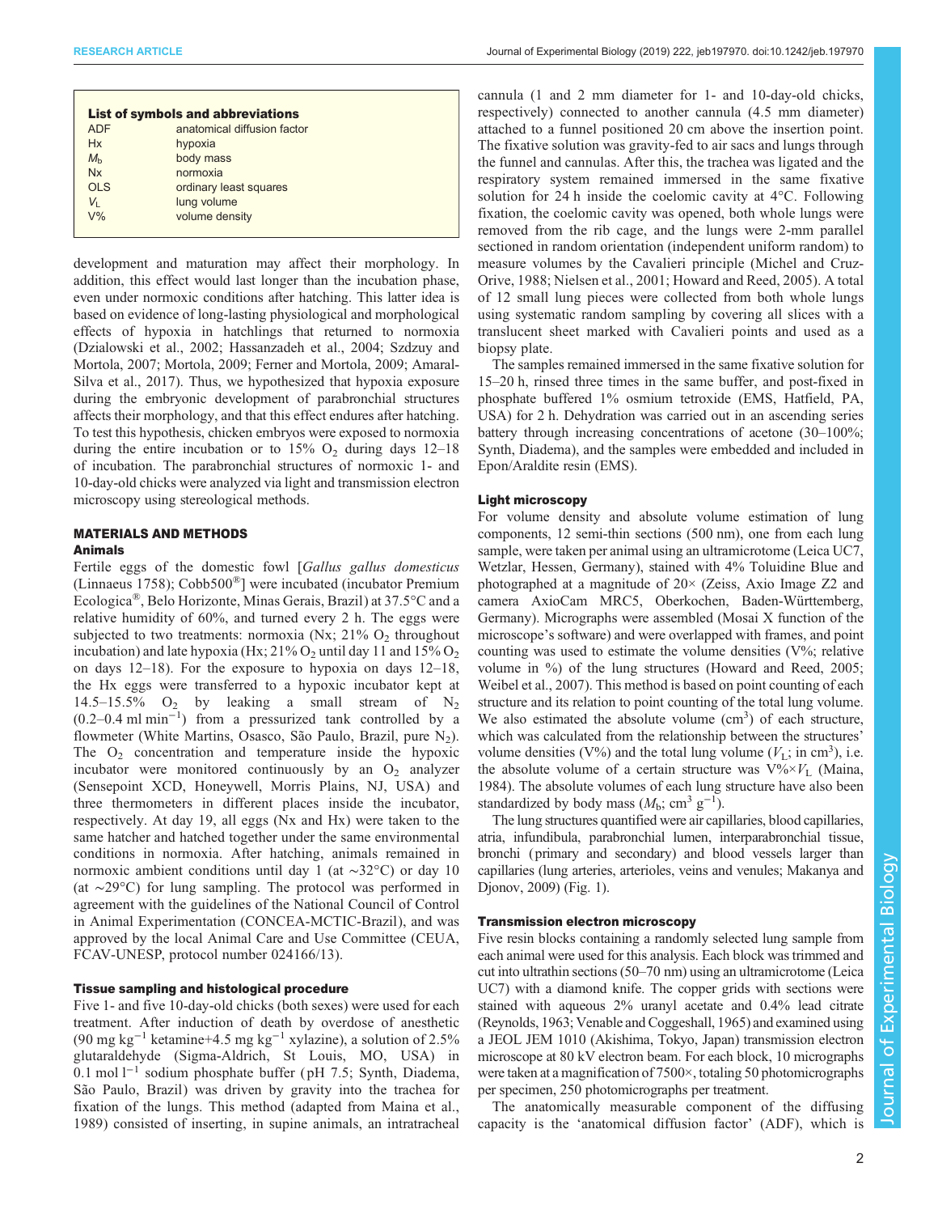**List of symbols and abbreviations**

| | |
|---|---|
| ADF | anatomical diffusion factor |
| Hx | hypoxia |
| $M_b$ | body mass |
| Nx | normoxia |
| OLS | ordinary least squares |
| $V_L$ | lung volume |
| V% | volume density |

development and maturation may affect their morphology. In addition, this effect would last longer than the incubation phase, even under normoxic conditions after hatching. This latter idea is based on evidence of long-lasting physiological and morphological effects of hypoxia in hatchlings that returned to normoxia (Dzialowski et al., 2002; Hassanzadeh et al., 2004; Szdzuy and Mortola, 2007; Mortola, 2009; Ferner and Mortola, 2009; Amaral-Silva et al., 2017). Thus, we hypothesized that hypoxia exposure during the embryonic development of parabronchial structures affects their morphology, and that this effect endures after hatching. To test this hypothesis, chicken embryos were exposed to normoxia during the entire incubation or to 15% $O_2$ during days 12–18 of incubation. The parabronchial structures of normoxic 1- and 10-day-old chicks were analyzed via light and transmission electron microscopy using stereological methods.

## MATERIALS AND METHODS

### Animals

Fertile eggs of the domestic fowl [*Gallus gallus domesticus* (Linnaeus 1758); Cobb500®] were incubated (incubator Premium Ecologica®, Belo Horizonte, Minas Gerais, Brazil) at 37.5°C and a relative humidity of 60%, and turned every 2 h. The eggs were subjected to two treatments: normoxia (Nx; 21% $O_2$ throughout incubation) and late hypoxia (Hx; 21% $O_2$ until day 11 and 15% $O_2$ on days 12–18). For the exposure to hypoxia on days 12–18, the Hx eggs were transferred to a hypoxic incubator kept at 14.5–15.5% $O_2$ by leaking a small stream of $N_2$ (0.2–0.4 ml $min^{-1}$) from a pressurized tank controlled by a flowmeter (White Martins, Osasco, São Paulo, Brazil, pure $N_2$). The $O_2$ concentration and temperature inside the hypoxic incubator were monitored continuously by an $O_2$ analyzer (Sensepoint XCD, Honeywell, Morris Plains, NJ, USA) and three thermometers in different places inside the incubator, respectively. At day 19, all eggs (Nx and Hx) were taken to the same hatcher and hatched together under the same environmental conditions in normoxia. After hatching, animals remained in normoxic ambient conditions until day 1 (at ∼32°C) or day 10 (at ∼29°C) for lung sampling. The protocol was performed in agreement with the guidelines of the National Council of Control in Animal Experimentation (CONCEA-MCTIC-Brazil), and was approved by the local Animal Care and Use Committee (CEUA, FCAV-UNESP, protocol number 024166/13).

### Tissue sampling and histological procedure

Five 1- and five 10-day-old chicks (both sexes) were used for each treatment. After induction of death by overdose of anesthetic (90 mg $kg^{-1}$ ketamine+4.5 mg $kg^{-1}$ xylazine), a solution of 2.5% glutaraldehyde (Sigma-Aldrich, St Louis, MO, USA) in 0.1 mol $l^{-1}$ sodium phosphate buffer (pH 7.5; Synth, Diadema, São Paulo, Brazil) was driven by gravity into the trachea for fixation of the lungs. This method (adapted from Maina et al., 1989) consisted of inserting, in supine animals, an intratracheal cannula (1 and 2 mm diameter for 1- and 10-day-old chicks, respectively) connected to another cannula (4.5 mm diameter) attached to a funnel positioned 20 cm above the insertion point. The fixative solution was gravity-fed to air sacs and lungs through the funnel and cannulas. After this, the trachea was ligated and the respiratory system remained immersed in the same fixative solution for 24 h inside the coelomic cavity at 4°C. Following fixation, the coelomic cavity was opened, both whole lungs were removed from the rib cage, and the lungs were 2-mm parallel sectioned in random orientation (independent uniform random) to measure volumes by the Cavalieri principle (Michel and Cruz-Orive, 1988; Nielsen et al., 2001; Howard and Reed, 2005). A total of 12 small lung pieces were collected from both whole lungs using systematic random sampling by covering all slices with a translucent sheet marked with Cavalieri points and used as a biopsy plate.

The samples remained immersed in the same fixative solution for 15–20 h, rinsed three times in the same buffer, and post-fixed in phosphate buffered 1% osmium tetroxide (EMS, Hatfield, PA, USA) for 2 h. Dehydration was carried out in an ascending series battery through increasing concentrations of acetone (30–100%; Synth, Diadema), and the samples were embedded and included in Epon/Araldite resin (EMS).

### Light microscopy

For volume density and absolute volume estimation of lung components, 12 semi-thin sections (500 nm), one from each lung sample, were taken per animal using an ultramicrotome (Leica UC7, Wetzlar, Hessen, Germany), stained with 4% Toluidine Blue and photographed at a magnitude of 20× (Zeiss, Axio Image Z2 and camera AxioCam MRC5, Oberkochen, Baden-Württemberg, Germany). Micrographs were assembled (Mosai X function of the microscope's software) and were overlapped with frames, and point counting was used to estimate the volume densities (V%; relative volume in %) of the lung structures (Howard and Reed, 2005; Weibel et al., 2007). This method is based on point counting of each structure and its relation to point counting of the total lung volume. We also estimated the absolute volume ($cm^3$) of each structure, which was calculated from the relationship between the structures' volume densities (V%) and the total lung volume ($V_L$; in $cm^3$), i.e. the absolute volume of a certain structure was V%×$V_L$ (Maina, 1984). The absolute volumes of each lung structure have also been standardized by body mass ($M_b$; $cm^3$ $g^{-1}$).

The lung structures quantified were air capillaries, blood capillaries, atria, infundibula, parabronchial lumen, interparabronchial tissue, bronchi (primary and secondary) and blood vessels larger than capillaries (lung arteries, arterioles, veins and venules; Makanya and Djonov, 2009) (Fig. 1).

### Transmission electron microscopy

Five resin blocks containing a randomly selected lung sample from each animal were used for this analysis. Each block was trimmed and cut into ultrathin sections (50–70 nm) using an ultramicrotome (Leica UC7) with a diamond knife. The copper grids with sections were stained with aqueous 2% uranyl acetate and 0.4% lead citrate (Reynolds, 1963; Venable and Coggeshall, 1965) and examined using a JEOL JEM 1010 (Akishima, Tokyo, Japan) transmission electron microscope at 80 kV electron beam. For each block, 10 micrographs were taken at a magnification of 7500×, totaling 50 photomicrographs per specimen, 250 photomicrographs per treatment.

The anatomically measurable component of the diffusing capacity is the 'anatomical diffusion factor' (ADF), which is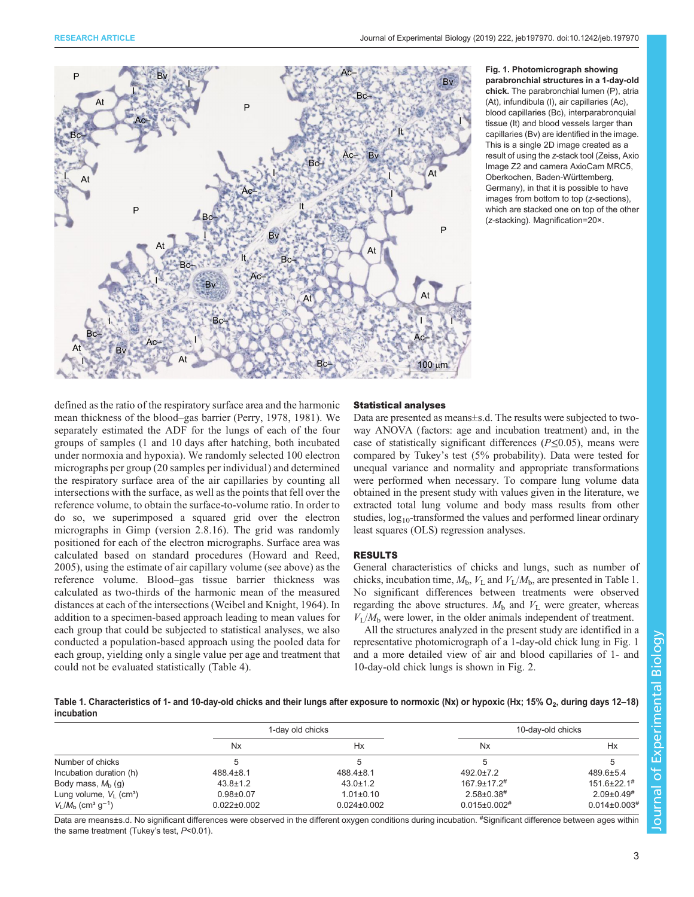Fig. 1. Photomicrograph showing parabronchial structures in a 1-day-old chick. The parabronchial lumen (P), atria (At), infundibula (I), air capillaries (Ac), blood capillaries (Bc), interparabronquial tissue (It) and blood vessels larger than capillaries (Bv) are identified in the image. This is a single 2D image created as a result of using the z-stack tool (Zeiss, Axio Image Z2 and camera AxioCam MRC5, Oberkochen, Baden-Württemberg, Germany), in that it is possible to have images from bottom to top (z-sections), which are stacked one on top of the other (z-stacking). Magnification=20×.

defined as the ratio of the respiratory surface area and the harmonic mean thickness of the blood–gas barrier (Perry, 1978, 1981). We separately estimated the ADF for the lungs of each of the four groups of samples (1 and 10 days after hatching, both incubated under normoxia and hypoxia). We randomly selected 100 electron micrographs per group (20 samples per individual) and determined the respiratory surface area of the air capillaries by counting all intersections with the surface, as well as the points that fell over the reference volume, to obtain the surface-to-volume ratio. In order to do so, we superimposed a squared grid over the electron micrographs in Gimp (version 2.8.16). The grid was randomly positioned for each of the electron micrographs. Surface area was calculated based on standard procedures (Howard and Reed, 2005), using the estimate of air capillary volume (see above) as the reference volume. Blood–gas tissue barrier thickness was calculated as two-thirds of the harmonic mean of the measured distances at each of the intersections (Weibel and Knight, 1964). In addition to a specimen-based approach leading to mean values for each group that could be subjected to statistical analyses, we also conducted a population-based approach using the pooled data for each group, yielding only a single value per age and treatment that could not be evaluated statistically (Table 4).

### Statistical analyses

Data are presented as means±s.d. The results were subjected to two-way ANOVA (factors: age and incubation treatment) and, in the case of statistically significant differences ($P \leq 0.05$), means were compared by Tukey's test (5% probability). Data were tested for unequal variance and normality and appropriate transformations were performed when necessary. To compare lung volume data obtained in the present study with values given in the literature, we extracted total lung volume and body mass results from other studies, $\log_{10}$-transformed the values and performed linear ordinary least squares (OLS) regression analyses.

## RESULTS

General characteristics of chicks and lungs, such as number of chicks, incubation time, $M_b$, $V_L$ and $V_L/M_b$, are presented in Table 1. No significant differences between treatments were observed regarding the above structures. $M_b$ and $V_L$ were greater, whereas $V_L/M_b$ were lower, in the older animals independent of treatment.

All the structures analyzed in the present study are identified in a representative photomicrograph of a 1-day-old chick lung in Fig. 1 and a more detailed view of air and blood capillaries of 1- and 10-day-old chick lungs is shown in Fig. 2.

Table 1. Characteristics of 1- and 10-day-old chicks and their lungs after exposure to normoxic (Nx) or hypoxic (Hx; 15% $O_2$, during days 12–18) incubation

| | 1-day old chicks | | 10-day-old chicks | |
|---|---|---|---|---|
| | Nx | Hx | Nx | Hx |
| Number of chicks | 5 | 5 | 5 | 5 |
| Incubation duration (h) | 488.4±8.1 | 488.4±8.1 | 492.0±7.2 | 489.6±5.4 |
| Body mass, $M_b$ (g) | 43.8±1.2 | 43.0±1.2 | 167.9±17.2# | 151.6±22.1# |
| Lung volume, $V_L$ (cm³) | 0.98±0.07 | 1.01±0.10 | 2.58±0.38# | 2.09±0.49# |
| $V_L/M_b$ (cm³ g$^{-1}$) | 0.022±0.002 | 0.024±0.002 | 0.015±0.002# | 0.014±0.003# |

Data are means±s.d. No significant differences were observed in the different oxygen conditions during incubation. #Significant difference between ages within the same treatment (Tukey's test, $P<0.01$).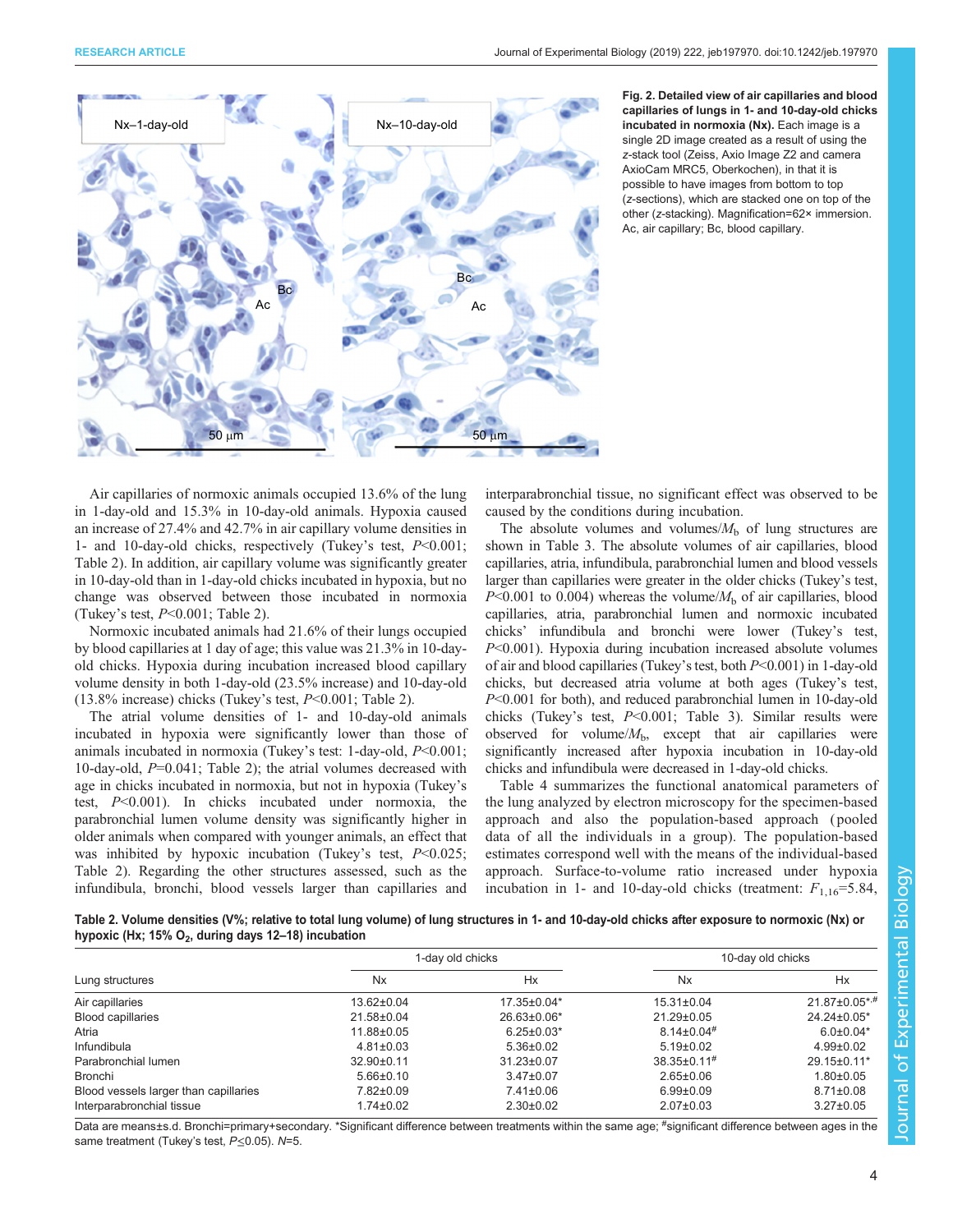**Fig. 2. Detailed view of air capillaries and blood capillaries of lungs in 1- and 10-day-old chicks incubated in normoxia (Nx).** Each image is a single 2D image created as a result of using the z-stack tool (Zeiss, Axio Image Z2 and camera AxioCam MRC5, Oberkochen), in that it is possible to have images from bottom to top (z-sections), which are stacked one on top of the other (z-stacking). Magnification=62× immersion. Ac, air capillary; Bc, blood capillary.

Air capillaries of normoxic animals occupied 13.6% of the lung in 1-day-old and 15.3% in 10-day-old animals. Hypoxia caused an increase of 27.4% and 42.7% in air capillary volume densities in 1- and 10-day-old chicks, respectively (Tukey's test, $P<0.001$; Table 2). In addition, air capillary volume was significantly greater in 10-day-old than in 1-day-old chicks incubated in hypoxia, but no change was observed between those incubated in normoxia (Tukey's test, $P<0.001$; Table 2).

Normoxic incubated animals had 21.6% of their lungs occupied by blood capillaries at 1 day of age; this value was 21.3% in 10-day-old chicks. Hypoxia during incubation increased blood capillary volume density in both 1-day-old (23.5% increase) and 10-day-old (13.8% increase) chicks (Tukey's test, $P<0.001$; Table 2).

The atrial volume densities of 1- and 10-day-old animals incubated in hypoxia were significantly lower than those of animals incubated in normoxia (Tukey's test: 1-day-old, $P<0.001$; 10-day-old, $P=0.041$; Table 2); the atrial volumes decreased with age in chicks incubated in normoxia, but not in hypoxia (Tukey's test, $P<0.001$). In chicks incubated under normoxia, the parabronchial lumen volume density was significantly higher in older animals when compared with younger animals, an effect that was inhibited by hypoxic incubation (Tukey's test, $P<0.025$; Table 2). Regarding the other structures assessed, such as the infundibula, bronchi, blood vessels larger than capillaries and interparabronchial tissue, no significant effect was observed to be caused by the conditions during incubation.

The absolute volumes and volumes/$M_b$ of lung structures are shown in Table 3. The absolute volumes of air capillaries, blood capillaries, atria, infundibula, parabronchial lumen and blood vessels larger than capillaries were greater in the older chicks (Tukey's test, $P<0.001$ to 0.004) whereas the volume/$M_b$ of air capillaries, blood capillaries, atria, parabronchial lumen and normoxic incubated chicks' infundibula and bronchi were lower (Tukey's test, $P<0.001$). Hypoxia during incubation increased absolute volumes of air and blood capillaries (Tukey's test, both $P<0.001$) in 1-day-old chicks, but decreased atria volume at both ages (Tukey's test, $P<0.001$ for both), and reduced parabronchial lumen in 10-day-old chicks (Tukey's test, $P<0.001$; Table 3). Similar results were observed for volume/$M_b$, except that air capillaries were significantly increased after hypoxia incubation in 10-day-old chicks and infundibula were decreased in 1-day-old chicks.

Table 4 summarizes the functional anatomical parameters of the lung analyzed by electron microscopy for the specimen-based approach and also the population-based approach (pooled data of all the individuals in a group). The population-based estimates correspond well with the means of the individual-based approach. Surface-to-volume ratio increased under hypoxia incubation in 1- and 10-day-old chicks (treatment: $F_{1,16}=5.84$,

**Table 2. Volume densities (V%; relative to total lung volume) of lung structures in 1- and 10-day-old chicks after exposure to normoxic (Nx) or hypoxic (Hx; 15% $O_2$, during days 12–18) incubation**

| Lung structures | 1-day old chicks | | 10-day old chicks | |
|---|---|---|---|---|
| | Nx | Hx | Nx | Hx |
| Air capillaries | 13.62±0.04 | 17.35±0.04* | 15.31±0.04 | 21.87±0.05*,# |
| Blood capillaries | 21.58±0.04 | 26.63±0.06* | 21.29±0.05 | 24.24±0.05* |
| Atria | 11.88±0.05 | 6.25±0.03* | 8.14±0.04# | 6.0±0.04* |
| Infundibula | 4.81±0.03 | 5.36±0.02 | 5.19±0.02 | 4.99±0.02 |
| Parabronchial lumen | 32.90±0.11 | 31.23±0.07 | 38.35±0.11# | 29.15±0.11* |
| Bronchi | 5.66±0.10 | 3.47±0.07 | 2.65±0.06 | 1.80±0.05 |
| Blood vessels larger than capillaries | 7.82±0.09 | 7.41±0.06 | 6.99±0.09 | 8.71±0.08 |
| Interparabronchial tissue | 1.74±0.02 | 2.30±0.02 | 2.07±0.03 | 3.27±0.05 |

Data are means±s.d. Bronchi=primary+secondary. *Significant difference between treatments within the same age; #significant difference between ages in the same treatment (Tukey's test, $P\leq0.05$). $N=5$.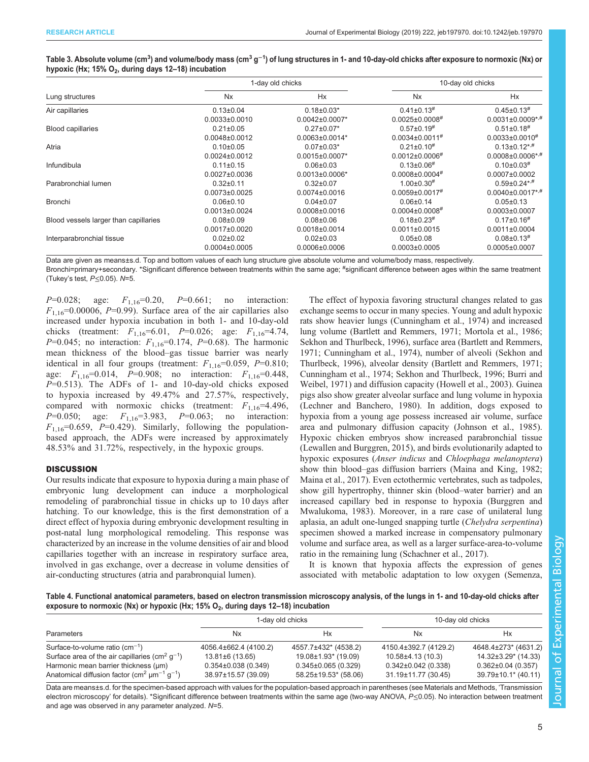**Table 3. Absolute volume ($cm^3$) and volume/body mass ($cm^3\ g^{-1}$) of lung structures in 1- and 10-day-old chicks after exposure to normoxic (Nx) or hypoxic (Hx; 15% $O_2$, during days 12–18) incubation**

| Lung structures | 1-day old chicks | | 10-day old chicks | |
|---|---|---|---|---|
| | Nx | Hx | Nx | Hx |
| Air capillaries | 0.13±0.04 | 0.18±0.03* | 0.41±0.13# | 0.45±0.13# |
| | 0.0033±0.0010 | 0.0042±0.0007* | 0.0025±0.0008# | 0.0031±0.0009*,# |
| Blood capillaries | 0.21±0.05 | 0.27±0.07* | 0.57±0.19# | 0.51±0.18# |
| | 0.0048±0.0012 | 0.0063±0.0014* | 0.0034±0.0011# | 0.0033±0.0010# |
| Atria | 0.10±0.05 | 0.07±0.03* | 0.21±0.10# | 0.13±0.12*,# |
| | 0.0024±0.0012 | 0.0015±0.0007* | 0.0012±0.0006# | 0.0008±0.0006*,# |
| Infundibula | 0.11±0.15 | 0.06±0.03 | 0.13±0.06# | 0.10±0.03# |
| | 0.0027±0.0036 | 0.0013±0.0006* | 0.0008±0.0004# | 0.0007±0.0002 |
| Parabronchial lumen | 0.32±0.11 | 0.32±0.07 | 1.00±0.30# | 0.59±0.24*,# |
| | 0.0073±0.0025 | 0.0074±0.0016 | 0.0059±0.0017# | 0.0040±0.0017*,# |
| Bronchi | 0.06±0.10 | 0.04±0.07 | 0.06±0.14 | 0.05±0.13 |
| | 0.0013±0.0024 | 0.0008±0.0016 | 0.0004±0.0008# | 0.0003±0.0007 |
| Blood vessels larger than capillaries | 0.08±0.09 | 0.08±0.06 | 0.18±0.23# | 0.17±0.16# |
| | 0.0017±0.0020 | 0.0018±0.0014 | 0.0011±0.0015 | 0.0011±0.0004 |
| Interparabronchial tissue | 0.02±0.02 | 0.02±0.03 | 0.05±0.08 | 0.08±0.13# |
| | 0.0004±0.0005 | 0.0006±0.0006 | 0.0003±0.0005 | 0.0005±0.0007 |

Data are given as means±s.d. Top and bottom values of each lung structure give absolute volume and volume/body mass, respectively.
Bronchi=primary+secondary. *Significant difference between treatments within the same age; #significant difference between ages within the same treatment (Tukey's test, $P\leq0.05$). $N$=5.

$P$=0.028; age: $F_{1,16}$=0.20, $P$=0.661; no interaction: $F_{1,16}$=0.00006, $P$=0.99). Surface area of the air capillaries also increased under hypoxia incubation in both 1- and 10-day-old chicks (treatment: $F_{1,16}$=6.01, $P$=0.026; age: $F_{1,16}$=4.74, $P$=0.045; no interaction: $F_{1,16}$=0.174, $P$=0.68). The harmonic mean thickness of the blood–gas tissue barrier was nearly identical in all four groups (treatment: $F_{1,16}$=0.059, $P$=0.810; age: $F_{1,16}$=0.014, $P$=0.908; no interaction: $F_{1,16}$=0.448, $P$=0.513). The ADFs of 1- and 10-day-old chicks exposed to hypoxia increased by 49.47% and 27.57%, respectively, compared with normoxic chicks (treatment: $F_{1,16}$=4.496, $P$=0.050; age: $F_{1,16}$=3.983, $P$=0.063; no interaction: $F_{1,16}$=0.659, $P$=0.429). Similarly, following the population-based approach, the ADFs were increased by approximately 48.53% and 31.72%, respectively, in the hypoxic groups.

## DISCUSSION

Our results indicate that exposure to hypoxia during a main phase of embryonic lung development can induce a morphological remodeling of parabronchial tissue in chicks up to 10 days after hatching. To our knowledge, this is the first demonstration of a direct effect of hypoxia during embryonic development resulting in post-natal lung morphological remodeling. This response was characterized by an increase in the volume densities of air and blood capillaries together with an increase in respiratory surface area, involved in gas exchange, over a decrease in volume densities of air-conducting structures (atria and parabronquial lumen).

The effect of hypoxia favoring structural changes related to gas exchange seems to occur in many species. Young and adult hypoxic rats show heavier lungs (Cunningham et al., 1974) and increased lung volume (Bartlett and Remmers, 1971; Mortola et al., 1986; Sekhon and Thurlbeck, 1996), surface area (Bartlett and Remmers, 1971; Cunningham et al., 1974), number of alveoli (Sekhon and Thurlbeck, 1996), alveolar density (Bartlett and Remmers, 1971; Cunningham et al., 1974; Sekhon and Thurlbeck, 1996; Burri and Weibel, 1971) and diffusion capacity (Howell et al., 2003). Guinea pigs also show greater alveolar surface and lung volume in hypoxia (Lechner and Banchero, 1980). In addition, dogs exposed to hypoxia from a young age possess increased air volume, surface area and pulmonary diffusion capacity (Johnson et al., 1985). Hypoxic chicken embryos show increased parabronchial tissue (Lewallen and Burggren, 2015), and birds evolutionarily adapted to hypoxic exposures (*Anser indicus* and *Chloephaga melanoptera*) show thin blood–gas diffusion barriers (Maina and King, 1982; Maina et al., 2017). Even ectothermic vertebrates, such as tadpoles, show gill hypertrophy, thinner skin (blood–water barrier) and an increased capillary bed in response to hypoxia (Burggren and Mwalukoma, 1983). Moreover, in a rare case of unilateral lung aplasia, an adult one-lunged snapping turtle (*Chelydra serpentina*) specimen showed a marked increase in compensatory pulmonary volume and surface area, as well as a larger surface-area-to-volume ratio in the remaining lung (Schachner et al., 2017).

It is known that hypoxia affects the expression of genes associated with metabolic adaptation to low oxygen (Semenza,

**Table 4. Functional anatomical parameters, based on electron transmission microscopy analysis, of the lungs in 1- and 10-day-old chicks after exposure to normoxic (Nx) or hypoxic (Hx; 15% $O_2$, during days 12–18) incubation**

| Parameters | 1-day old chicks | | 10-day old chicks | |
|---|---|---|---|---|
| | Nx | Hx | Nx | Hx |
| Surface-to-volume ratio ($cm^{-1}$) | 4056.4±662.4 (4100.2) | 4557.7±432* (4538.2) | 4150.4±392.7 (4129.2) | 4648.4±273* (4631.2) |
| Surface area of the air capillaries ($cm^2\ g^{-1}$) | 13.81±6 (13.65) | 19.08±1.93* (19.09) | 10.58±4.13 (10.3) | 14.32±3.29* (14.33) |
| Harmonic mean barrier thickness (µm) | 0.354±0.038 (0.349) | 0.345±0.065 (0.329) | 0.342±0.042 (0.338) | 0.362±0.04 (0.357) |
| Anatomical diffusion factor ($cm^2\ \mu m^{-1}\ g^{-1}$) | 38.97±15.57 (39.09) | 58.25±19.53* (58.06) | 31.19±11.77 (30.45) | 39.79±10.1* (40.11) |

Data are means±s.d. for the specimen-based approach with values for the population-based approach in parentheses (see Materials and Methods, 'Transmission electron microscopy' for details). *Significant difference between treatments within the same age (two-way ANOVA, $P\leq0.05$). No interaction between treatment and age was observed in any parameter analyzed. $N$=5.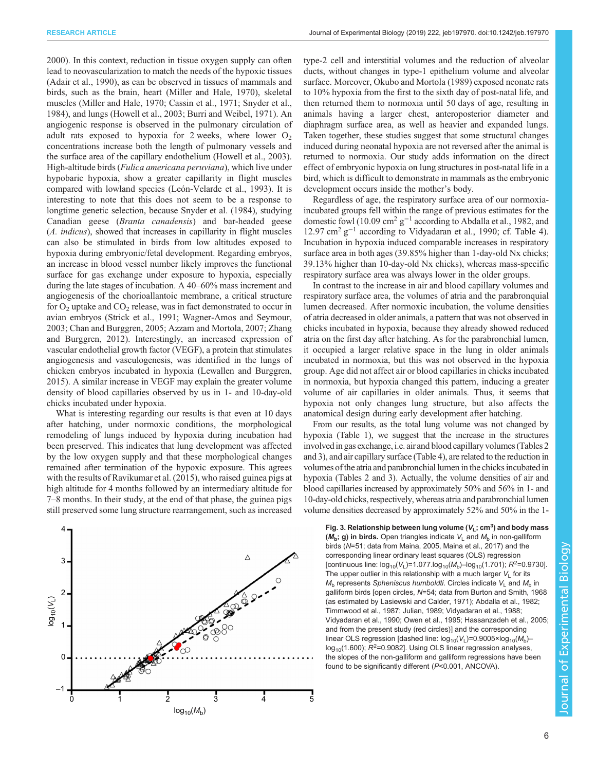2000). In this context, reduction in tissue oxygen supply can often lead to neovascularization to match the needs of the hypoxic tissues (Adair et al., 1990), as can be observed in tissues of mammals and birds, such as the brain, heart (Miller and Hale, 1970), skeletal muscles (Miller and Hale, 1970; Cassin et al., 1971; Snyder et al., 1984), and lungs (Howell et al., 2003; Burri and Weibel, 1971). An angiogenic response is observed in the pulmonary circulation of adult rats exposed to hypoxia for 2 weeks, where lower $O_2$ concentrations increase both the length of pulmonary vessels and the surface area of the capillary endothelium (Howell et al., 2003). High-altitude birds (*Fulica americana peruviana*), which live under hypobaric hypoxia, show a greater capillarity in flight muscles compared with lowland species (León-Velarde et al., 1993). It is interesting to note that this does not seem to be a response to longtime genetic selection, because Snyder et al. (1984), studying Canadian geese (*Branta canadensis*) and bar-headed geese (*A. indicus*), showed that increases in capillarity in flight muscles can also be stimulated in birds from low altitudes exposed to hypoxia during embryonic/fetal development. Regarding embryos, an increase in blood vessel number likely improves the functional surface for gas exchange under exposure to hypoxia, especially during the late stages of incubation. A 40–60% mass increment and angiogenesis of the chorioallantoic membrane, a critical structure for $O_2$ uptake and $CO_2$ release, was in fact demonstrated to occur in avian embryos (Strick et al., 1991; Wagner-Amos and Seymour, 2003; Chan and Burggren, 2005; Azzam and Mortola, 2007; Zhang and Burggren, 2012). Interestingly, an increased expression of vascular endothelial growth factor (VEGF), a protein that stimulates angiogenesis and vasculogenesis, was identified in the lungs of chicken embryos incubated in hypoxia (Lewallen and Burggren, 2015). A similar increase in VEGF may explain the greater volume density of blood capillaries observed by us in 1- and 10-day-old chicks incubated under hypoxia.

What is interesting regarding our results is that even at 10 days after hatching, under normoxic conditions, the morphological remodeling of lungs induced by hypoxia during incubation had been preserved. This indicates that lung development was affected by the low oxygen supply and that these morphological changes remained after termination of the hypoxic exposure. This agrees with the results of Ravikumar et al. (2015), who raised guinea pigs at high altitude for 4 months followed by an intermediary altitude for 7–8 months. In their study, at the end of that phase, the guinea pigs still preserved some lung structure rearrangement, such as increased type-2 cell and interstitial volumes and the reduction of alveolar ducts, without changes in type-1 epithelium volume and alveolar surface. Moreover, Okubo and Mortola (1989) exposed neonate rats to 10% hypoxia from the first to the sixth day of post-natal life, and then returned them to normoxia until 50 days of age, resulting in animals having a larger chest, anteroposterior diameter and diaphragm surface area, as well as heavier and expanded lungs. Taken together, these studies suggest that some structural changes induced during neonatal hypoxia are not reversed after the animal is returned to normoxia. Our study adds information on the direct effect of embryonic hypoxia on lung structures in post-natal life in a bird, which is difficult to demonstrate in mammals as the embryonic development occurs inside the mother's body.

Regardless of age, the respiratory surface area of our normoxia-incubated groups fell within the range of previous estimates for the domestic fowl (10.09 $cm^2\ g^{-1}$ according to Abdalla et al., 1982, and 12.97 $cm^2\ g^{-1}$ according to Vidyadaran et al., 1990; cf. Table 4). Incubation in hypoxia induced comparable increases in respiratory surface area in both ages (39.85% higher than 1-day-old Nx chicks; 39.13% higher than 10-day-old Nx chicks), whereas mass-specific respiratory surface area was always lower in the older groups.

In contrast to the increase in air and blood capillary volumes and respiratory surface area, the volumes of atria and the parabronquial lumen decreased. After normoxic incubation, the volume densities of atria decreased in older animals, a pattern that was not observed in chicks incubated in hypoxia, because they already showed reduced atria on the first day after hatching. As for the parabronchial lumen, it occupied a larger relative space in the lung in older animals incubated in normoxia, but this was not observed in the hypoxia group. Age did not affect air or blood capillaries in chicks incubated in normoxia, but hypoxia changed this pattern, inducing a greater volume of air capillaries in older animals. Thus, it seems that hypoxia not only changes lung structure, but also affects the anatomical design during early development after hatching.

From our results, as the total lung volume was not changed by hypoxia (Table 1), we suggest that the increase in the structures involved in gas exchange, i.e. air and blood capillary volumes (Tables 2 and 3), and air capillary surface (Table 4), are related to the reduction in volumes of the atria and parabronchial lumen in the chicks incubated in hypoxia (Tables 2 and 3). Actually, the volume densities of air and blood capillaries increased by approximately 50% and 56% in 1- and 10-day-old chicks, respectively, whereas atria and parabronchial lumen volume densities decreased by approximately 52% and 50% in the 1-

**Fig. 3. Relationship between lung volume ($V_L$; $cm^3$) and body mass ($M_b$; g) in birds.** Open triangles indicate $V_L$ and $M_b$ in non-galliform birds ($N$=51; data from Maina, 2005, Maina et al., 2017) and the corresponding linear ordinary least squares (OLS) regression [continuous line: $\log_{10}(V_L)=1.077\log_{10}(M_b)-\log_{10}(1.701)$; $R^2=0.9730$]. The upper outlier in this relationship with a much larger $V_L$ for its $M_b$ represents *Spheniscus humboldti*. Circles indicate $V_L$ and $M_b$ in galliform birds [open circles, $N$=54; data from Burton and Smith, 1968 (as estimated by Lasiewski and Calder, 1971); Abdalla et al., 1982; Timmwood et al., 1987; Julian, 1989; Vidyadaran et al., 1988; Vidyadaran et al., 1990; Owen et al., 1995; Hassanzadeh et al., 2005; and from the present study (red circles)] and the corresponding linear OLS regression [dashed line: $\log_{10}(V_L)=0.9005\times\log_{10}(M_b)-\log_{10}(1.600)$; $R^2=0.9082$]. Using OLS linear regression analyses, the slopes of the non-galliform and galliform regressions have been found to be significantly different ($P<0.001$, ANCOVA).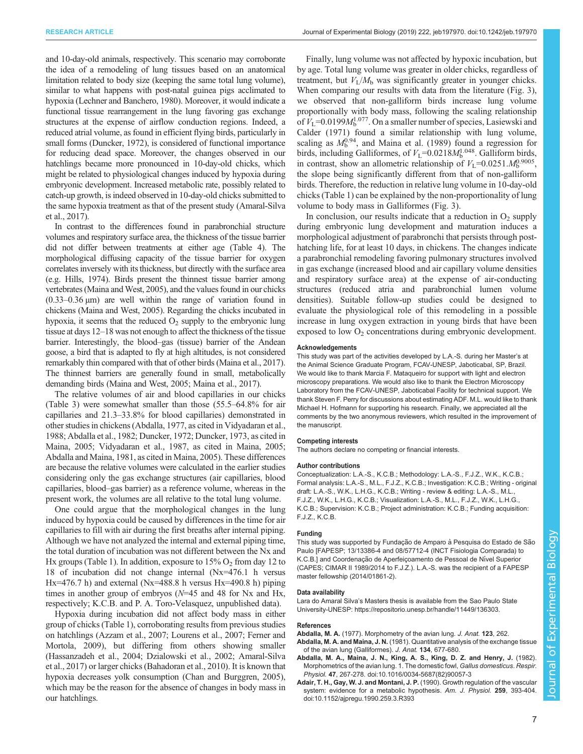and 10-day-old animals, respectively. This scenario may corroborate the idea of a remodeling of lung tissues based on an anatomical limitation related to body size (keeping the same total lung volume), similar to what happens with post-natal guinea pigs acclimated to hypoxia (Lechner and Banchero, 1980). Moreover, it would indicate a functional tissue rearrangement in the lung favoring gas exchange structures at the expense of airflow conduction regions. Indeed, a reduced atrial volume, as found in efficient flying birds, particularly in small forms (Duncker, 1972), is considered of functional importance for reducing dead space. Moreover, the changes observed in our hatchlings became more pronounced in 10-day-old chicks, which might be related to physiological changes induced by hypoxia during embryonic development. Increased metabolic rate, possibly related to catch-up growth, is indeed observed in 10-day-old chicks submitted to the same hypoxia treatment as that of the present study (Amaral-Silva et al., 2017).

In contrast to the differences found in parabronchial structure volumes and respiratory surface area, the thickness of the tissue barrier did not differ between treatments at either age (Table 4). The morphological diffusing capacity of the tissue barrier for oxygen correlates inversely with its thickness, but directly with the surface area (e.g. Hills, 1974). Birds present the thinnest tissue barrier among vertebrates (Maina and West, 2005), and the values found in our chicks (0.33–0.36 µm) are well within the range of variation found in chickens (Maina and West, 2005). Regarding the chicks incubated in hypoxia, it seems that the reduced $O_2$ supply to the embryonic lung tissue at days 12–18 was not enough to affect the thickness of the tissue barrier. Interestingly, the blood–gas (tissue) barrier of the Andean goose, a bird that is adapted to fly at high altitudes, is not considered remarkably thin compared with that of other birds (Maina et al., 2017). The thinnest barriers are generally found in small, metabolically demanding birds (Maina and West, 2005; Maina et al., 2017).

The relative volumes of air and blood capillaries in our chicks (Table 3) were somewhat smaller than those (55.5–64.8% for air capillaries and 21.3–33.8% for blood capillaries) demonstrated in other studies in chickens (Abdalla, 1977, as cited in Vidyadaran et al., 1988; Abdalla et al., 1982; Duncker, 1972; Duncker, 1973, as cited in Maina, 2005; Vidyadaran et al., 1987, as cited in Maina, 2005; Abdalla and Maina, 1981, as cited in Maina, 2005). These differences are because the relative volumes were calculated in the earlier studies considering only the gas exchange structures (air capillaries, blood capillaries, blood–gas barrier) as a reference volume, whereas in the present work, the volumes are all relative to the total lung volume.

One could argue that the morphological changes in the lung induced by hypoxia could be caused by differences in the time for air capillaries to fill with air during the first breaths after internal piping. Although we have not analyzed the internal and external piping time, the total duration of incubation was not different between the Nx and Hx groups (Table 1). In addition, exposure to 15% $O_2$ from day 12 to 18 of incubation did not change internal (Nx=476.1 h versus Hx=476.7 h) and external (Nx=488.8 h versus Hx=490.8 h) piping times in another group of embryos ($N$=45 and 48 for Nx and Hx, respectively; K.C.B. and P. A. Toro-Velasquez, unpublished data).

Hypoxia during incubation did not affect body mass in either group of chicks (Table 1), corroborating results from previous studies on hatchlings (Azzam et al., 2007; Lourens et al., 2007; Ferner and Mortola, 2009), but differing from others showing smaller (Hassanzadeh et al., 2004; Dzialowski et al., 2002; Amaral-Silva et al., 2017) or larger chicks (Bahadoran et al., 2010). It is known that hypoxia decreases yolk consumption (Chan and Burggren, 2005), which may be the reason for the absence of changes in body mass in our hatchlings.

Finally, lung volume was not affected by hypoxic incubation, but by age. Total lung volume was greater in older chicks, regardless of treatment, but $V_L/M_b$ was significantly greater in younger chicks. When comparing our results with data from the literature (Fig. 3), we observed that non-galliform birds increase lung volume proportionally with body mass, following the scaling relationship of $V_L=0.0199M_b^{1.077}$. On a smaller number of species, Lasiewski and Calder (1971) found a similar relationship with lung volume, scaling as $M_b^{0.94}$, and Maina et al. (1989) found a regression for birds, including Galliformes, of $V_L=0.0218M_b^{1.048}$. Galliform birds, in contrast, show an allometric relationship of $V_L=0.0251.M_b^{0.9005}$, the slope being significantly different from that of non-galliform birds. Therefore, the reduction in relative lung volume in 10-day-old chicks (Table 1) can be explained by the non-proportionality of lung volume to body mass in Galliformes (Fig. 3).

In conclusion, our results indicate that a reduction in $O_2$ supply during embryonic lung development and maturation induces a morphological adjustment of parabronchi that persists through post-hatching life, for at least 10 days, in chickens. The changes indicate a parabronchial remodeling favoring pulmonary structures involved in gas exchange (increased blood and air capillary volume densities and respiratory surface area) at the expense of air-conducting structures (reduced atria and parabronchial lumen volume densities). Suitable follow-up studies could be designed to evaluate the physiological role of this remodeling in a possible increase in lung oxygen extraction in young birds that have been exposed to low $O_2$ concentrations during embryonic development.

#### Acknowledgements

This study was part of the activities developed by L.A-S. during her Master's at the Animal Science Graduate Program, FCAV-UNESP, Jaboticabal, SP, Brazil. We would like to thank Marcia F. Mataqueiro for support with light and electron microscopy preparations. We would also like to thank the Electron Microscopy Laboratory from the FCAV-UNESP, Jaboticabal Facility for technical support. We thank Steven F. Perry for discussions about estimating ADF. M.L. would like to thank Michael H. Hofmann for supporting his research. Finally, we appreciated all the comments by the two anonymous reviewers, which resulted in the improvement of the manuscript.

#### Competing interests

The authors declare no competing or financial interests.

#### Author contributions

Conceptualization: L.A-S., K.C.B.; Methodology: L.A-S., F.J.Z., W.K., K.C.B.; Formal analysis: L.A-S., M.L., F.J.Z., K.C.B.; Investigation: K.C.B.; Writing - original draft: L.A-S., W.K., L.H.G., K.C.B.; Writing - review & editing: L.A-S., M.L., F.J.Z., W.K., L.H.G., K.C.B.; Visualization: L.A-S., M.L., F.J.Z., W.K., L.H.G., K.C.B.; Supervision: K.C.B.; Project administration: K.C.B.; Funding acquisition: F.J.Z., K.C.B.

#### Funding

This study was supported by Fundação de Amparo à Pesquisa do Estado de São Paulo [FAPESP; 13/13386-4 and 08/57712-4 (INCT Fisiologia Comparada) to K.C.B.] and Coordenação de Aperfeiçoamento de Pessoal de Nível Superior (CAPES; CIMAR II 1989/2014 to F.J.Z.). L.A-S. was the recipient of a FAPESP master fellowship (2014/01861-2).

#### Data availability

Lara do Amaral Silva's Masters thesis is available from the Sao Paulo State University-UNESP: https://repositorio.unesp.br/handle/11449/136303.

#### References

**Abdalla, M. A.** (1977). Morphometry of the avian lung. *J. Anat.* **123**, 262.

**Abdalla, M. A. and Maina, J. N.** (1981). Quantitative analysis of the exchange tissue of the avian lung (Galliformes). *J. Anat.* **134**, 677-680.

**Abdalla, M. A., Maina, J. N., King, A. S., King, D. Z. and Henry, J.** (1982). Morphometrics of the avian lung. 1. The domestic fowl, *Gallus domesticus*. *Respir. Physiol.* **47**, 267-278. doi:10.1016/0034-5687(82)90057-3

**Adair, T. H., Gay, W. J. and Montani, J. P.** (1990). Growth regulation of the vascular system: evidence for a metabolic hypothesis. *Am. J. Physiol.* **259**, 393-404. doi:10.1152/ajpregu.1990.259.3.R393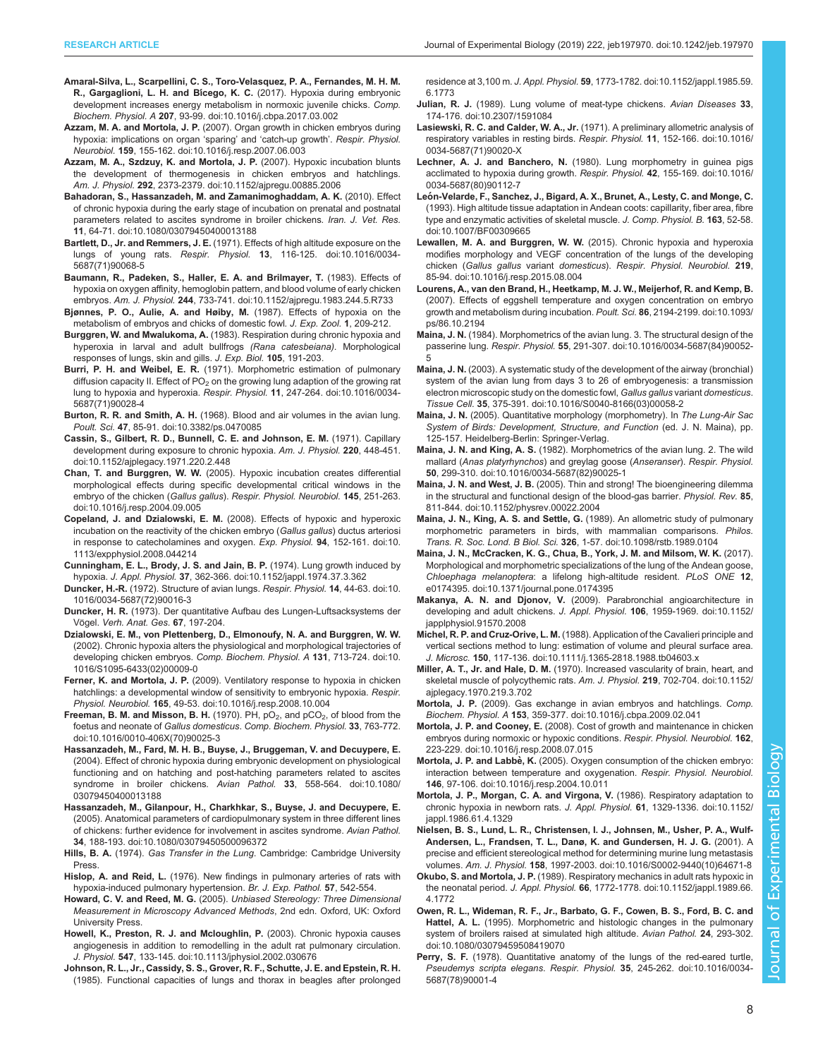**Amaral-Silva, L., Scarpellini, C. S., Toro-Velasquez, P. A., Fernandes, M. H. M. R., Gargaglioni, L. H. and Bícego, K. C.** (2017). Hypoxia during embryonic development increases energy metabolism in normoxic juvenile chicks. *Comp. Biochem. Physiol. A* **207**, 93-99. doi:10.1016/j.cbpa.2017.03.002

**Azzam, M. A. and Mortola, J. P.** (2007). Organ growth in chicken embryos during hypoxia: implications on organ 'sparing' and 'catch-up growth'. *Respir. Physiol. Neurobiol.* **159**, 155-162. doi:10.1016/j.resp.2007.06.003

**Azzam, M. A., Szdzuy, K. and Mortola, J. P.** (2007). Hypoxic incubation blunts the development of thermogenesis in chicken embryos and hatchlings. *Am. J. Physiol.* **292**, 2373-2379. doi:10.1152/ajpregu.00885.2006

**Bahadoran, S., Hassanzadeh, M. and Zamanimoghaddam, A. K.** (2010). Effect of chronic hypoxia during the early stage of incubation on prenatal and postnatal parameters related to ascites syndrome in broiler chickens. *Iran. J. Vet. Res.* **11**, 64-71. doi:10.1080/03079450400013188

**Bartlett, D., Jr. and Remmers, J. E.** (1971). Effects of high altitude exposure on the lungs of young rats. *Respir. Physiol.* **13**, 116-125. doi:10.1016/0034-5687(71)90068-5

**Baumann, R., Padeken, S., Haller, E. A. and Brilmayer, T.** (1983). Effects of hypoxia on oxygen affinity, hemoglobin pattern, and blood volume of early chicken embryos. *Am. J. Physiol.* **244**, 733-741. doi:10.1152/ajpregu.1983.244.5.R733

**Bjønnes, P. O., Aulie, A. and Høiby, M.** (1987). Effects of hypoxia on the metabolism of embryos and chicks of domestic fowl. *J. Exp. Zool.* **1**, 209-212.

**Burggren, W. and Mwalukoma, A.** (1983). Respiration during chronic hypoxia and hyperoxia in larval and adult bullfrogs *(Rana catesbeiana)*. Morphological responses of lungs, skin and gills. *J. Exp. Biol.* **105**, 191-203.

**Burri, P. H. and Weibel, E. R.** (1971). Morphometric estimation of pulmonary diffusion capacity II. Effect of $PO_2$ on the growing lung adaption of the growing rat lung to hypoxia and hyperoxia. *Respir. Physiol.* **11**, 247-264. doi:10.1016/0034-5687(71)90028-4

**Burton, R. R. and Smith, A. H.** (1968). Blood and air volumes in the avian lung. *Poult. Sci.* **47**, 85-91. doi:10.3382/ps.0470085

**Cassin, S., Gilbert, R. D., Bunnell, C. E. and Johnson, E. M.** (1971). Capillary development during exposure to chronic hypoxia. *Am. J. Physiol.* **220**, 448-451. doi:10.1152/ajplegacy.1971.220.2.448

**Chan, T. and Burggren, W. W.** (2005). Hypoxic incubation creates differential morphological effects during specific developmental critical windows in the embryo of the chicken (*Gallus gallus*). *Respir. Physiol. Neurobiol.* **145**, 251-263. doi:10.1016/j.resp.2004.09.005

**Copeland, J. and Dzialowski, E. M.** (2008). Effects of hypoxic and hyperoxic incubation on the reactivity of the chicken embryo (*Gallus gallus*) ductus arteriosi in response to catecholamines and oxygen. *Exp. Physiol.* **94**, 152-161. doi:10.1113/expphysiol.2008.044214

**Cunningham, E. L., Brody, J. S. and Jain, B. P.** (1974). Lung growth induced by hypoxia. *J. Appl. Physiol.* **37**, 362-366. doi:10.1152/jappl.1974.37.3.362

**Duncker, H.-R.** (1972). Structure of avian lungs. *Respir. Physiol.* **14**, 44-63. doi:10.1016/0034-5687(72)90016-3

**Duncker, H. R.** (1973). Der quantitative Aufbau des Lungen-Luftsacksystems der Vögel. *Verh. Anat. Ges.* **67**, 197-204.

**Dzialowski, E. M., von Plettenberg, D., Elmonoufy, N. A. and Burggren, W. W.** (2002). Chronic hypoxia alters the physiological and morphological trajectories of developing chicken embryos. *Comp. Biochem. Physiol. A* **131**, 713-724. doi:10.1016/S1095-6433(02)00009-0

**Ferner, K. and Mortola, J. P.** (2009). Ventilatory response to hypoxia in chicken hatchlings: a developmental window of sensitivity to embryonic hypoxia. *Respir. Physiol. Neurobiol.* **165**, 49-53. doi:10.1016/j.resp.2008.10.004

**Freeman, B. M. and Misson, B. H.** (1970). PH, $pO_2$, and $pCO_2$, of blood from the foetus and neonate of *Gallus domesticus*. *Comp. Biochem. Physiol.* **33**, 763-772. doi:10.1016/0010-406X(70)90025-3

**Hassanzadeh, M., Fard, M. H. B., Buyse, J., Bruggeman, V. and Decuypere, E.** (2004). Effect of chronic hypoxia during embryonic development on physiological functioning and on hatching and post-hatching parameters related to ascites syndrome in broiler chickens. *Avian Pathol.* **33**, 558-564. doi:10.1080/03079450400013188

**Hassanzadeh, M., Gilanpour, H., Charkhkar, S., Buyse, J. and Decuypere, E.** (2005). Anatomical parameters of cardiopulmonary system in three different lines of chickens: further evidence for involvement in ascites syndrome. *Avian Pathol.* **34**, 188-193. doi:10.1080/03079450500096372

**Hills, B. A.** (1974). *Gas Transfer in the Lung*. Cambridge: Cambridge University Press.

**Hislop, A. and Reid, L.** (1976). New findings in pulmonary arteries of rats with hypoxia-induced pulmonary hypertension. *Br. J. Exp. Pathol.* **57**, 542-554.

**Howard, C. V. and Reed, M. G.** (2005). *Unbiased Stereology: Three Dimensional Measurement in Microscopy Advanced Methods*, 2nd edn. Oxford, UK: Oxford University Press.

**Howell, K., Preston, R. J. and Mcloughlin, P.** (2003). Chronic hypoxia causes angiogenesis in addition to remodelling in the adult rat pulmonary circulation. *J. Physiol.* **547**, 133-145. doi:10.1113/jphysiol.2002.030676

**Johnson, R. L., Jr., Cassidy, S. S., Grover, R. F., Schutte, J. E. and Epstein, R. H.** (1985). Functional capacities of lungs and thorax in beagles after prolonged residence at 3,100 m. *J. Appl. Physiol.* **59**, 1773-1782. doi:10.1152/jappl.1985.59.6.1773

**Julian, R. J.** (1989). Lung volume of meat-type chickens. *Avian Diseases* **33**, 174-176. doi:10.2307/1591084

**Lasiewski, R. C. and Calder, W. A., Jr.** (1971). A preliminary allometric analysis of respiratory variables in resting birds. *Respir. Physiol.* **11**, 152-166. doi:10.1016/0034-5687(71)90020-X

**Lechner, A. J. and Banchero, N.** (1980). Lung morphometry in guinea pigs acclimated to hypoxia during growth. *Respir. Physiol.* **42**, 155-169. doi:10.1016/0034-5687(80)90112-7

**León-Velarde, F., Sanchez, J., Bigard, A. X., Brunet, A., Lesty, C. and Monge, C.** (1993). High altitude tissue adaptation in Andean coots: capillarity, fiber area, fibre type and enzymatic activities of skeletal muscle. *J. Comp. Physiol. B.* **163**, 52-58. doi:10.1007/BF00309665

**Lewallen, M. A. and Burggren, W. W.** (2015). Chronic hypoxia and hyperoxia modifies morphology and VEGF concentration of the lungs of the developing chicken (*Gallus gallus* variant *domesticus*). *Respir. Physiol. Neurobiol.* **219**, 85-94. doi:10.1016/j.resp.2015.08.004

**Lourens, A., van den Brand, H., Heetkamp, M. J. W., Meijerhof, R. and Kemp, B.** (2007). Effects of eggshell temperature and oxygen concentration on embryo growth and metabolism during incubation. *Poult. Sci.* **86**, 2194-2199. doi:10.1093/ps/86.10.2194

**Maina, J. N.** (1984). Morphometrics of the avian lung. 3. The structural design of the passerine lung. *Respir. Physiol.* **55**, 291-307. doi:10.1016/0034-5687(84)90052-5

**Maina, J. N.** (2003). A systematic study of the development of the airway (bronchial) system of the avian lung from days 3 to 26 of embryogenesis: a transmission electron microscopic study on the domestic fowl, *Gallus gallus* variant *domesticus*. *Tissue Cell.* **35**, 375-391. doi:10.1016/S0040-8166(03)00058-2

**Maina, J. N.** (2005). Quantitative morphology (morphometry). In *The Lung-Air Sac System of Birds: Development, Structure, and Function* (ed. J. N. Maina), pp. 125-157. Heidelberg-Berlin: Springer-Verlag.

**Maina, J. N. and King, A. S.** (1982). Morphometrics of the avian lung. 2. The wild mallard (*Anas platyrhynchos*) and greylag goose (*Anserانser*). *Respir. Physiol.* **50**, 299-310. doi:10.1016/0034-5687(82)90025-1

**Maina, J. N. and West, J. B.** (2005). Thin and strong! The bioengineering dilemma in the structural and functional design of the blood-gas barrier. *Physiol. Rev.* **85**, 811-844. doi:10.1152/physrev.00022.2004

**Maina, J. N., King, A. S. and Settle, G.** (1989). An allometric study of pulmonary morphometric parameters in birds, with mammalian comparisons. *Philos. Trans. R. Soc. Lond. B Biol. Sci.* **326**, 1-57. doi:10.1098/rstb.1989.0104

**Maina, J. N., McCracken, K. G., Chua, B., York, J. M. and Milsom, W. K.** (2017). Morphological and morphometric specializations of the lung of the Andean goose, *Chloephaga melanoptera*: a lifelong high-altitude resident. *PLoS ONE* **12**, e0174395. doi:10.1371/journal.pone.0174395

**Makanya, A. N. and Djonov, V.** (2009). Parabronchial angioarchitecture in developing and adult chickens. *J. Appl. Physiol.* **106**, 1959-1969. doi:10.1152/japplphysiol.91570.2008

**Michel, R. P. and Cruz-Orive, L. M.** (1988). Application of the Cavalieri principle and vertical sections method to lung: estimation of volume and pleural surface area. *J. Microsc.* **150**, 117-136. doi:10.1111/j.1365-2818.1988.tb04603.x

**Miller, A. T., Jr. and Hale, D. M.** (1970). Increased vascularity of brain, heart, and skeletal muscle of polycythemic rats. *Am. J. Physiol.* **219**, 702-704. doi:10.1152/ajplegacy.1970.219.3.702

**Mortola, J. P.** (2009). Gas exchange in avian embryos and hatchlings. *Comp. Biochem. Physiol. A* **153**, 359-377. doi:10.1016/j.cbpa.2009.02.041

**Mortola, J. P. and Cooney, E.** (2008). Cost of growth and maintenance in chicken embryos during normoxic or hypoxic conditions. *Respir. Physiol. Neurobiol.* **162**, 223-229. doi:10.1016/j.resp.2008.07.015

**Mortola, J. P. and Labbè, K.** (2005). Oxygen consumption of the chicken embryo: interaction between temperature and oxygenation. *Respir. Physiol. Neurobiol.* **146**, 97-106. doi:10.1016/j.resp.2004.10.011

**Mortola, J. P., Morgan, C. A. and Virgona, V.** (1986). Respiratory adaptation to chronic hypoxia in newborn rats. *J. Appl. Physiol.* **61**, 1329-1336. doi:10.1152/jappl.1986.61.4.1329

**Nielsen, B. S., Lund, L. R., Christensen, I. J., Johnsen, M., Usher, P. A., Wulf-Andersen, L., Frandsen, T. L., Danø, K. and Gundersen, H. J. G.** (2001). A precise and efficient stereological method for determining murine lung metastasis volumes. *Am. J. Physiol.* **158**, 1997-2003. doi:10.1016/S0002-9440(10)64671-8

**Okubo, S. and Mortola, J. P.** (1989). Respiratory mechanics in adult rats hypoxic in the neonatal period. *J. Appl. Physiol.* **66**, 1772-1778. doi:10.1152/jappl.1989.66.4.1772

**Owen, R. L., Wideman, R. F., Jr., Barbato, G. F., Cowen, B. S., Ford, B. C. and Hattel, A. L.** (1995). Morphometric and histologic changes in the pulmonary system of broilers raised at simulated high altitude. *Avian Pathol.* **24**, 293-302. doi:10.1080/03079459508419070

**Perry, S. F.** (1978). Quantitative anatomy of the lungs of the red-eared turtle, *Pseudemys scripta elegans*. *Respir. Physiol.* **35**, 245-262. doi:10.1016/0034-5687(78)90001-4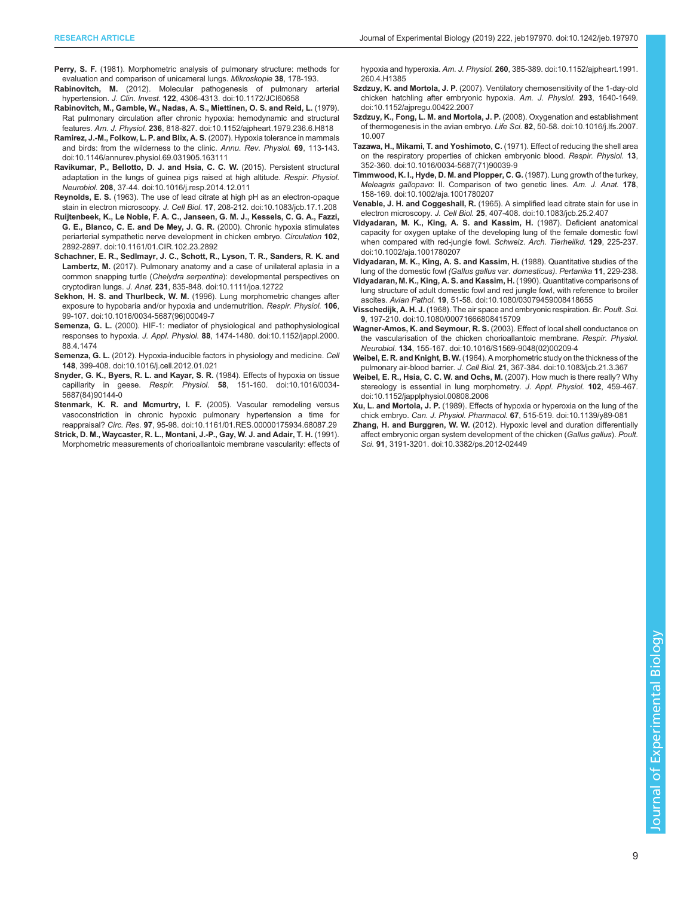**Perry, S. F.** (1981). Morphometric analysis of pulmonary structure: methods for evaluation and comparison of unicameral lungs. *Mikroskopie* **38**, 178-193.

**Rabinovitch, M.** (2012). Molecular pathogenesis of pulmonary arterial hypertension. *J. Clin. Invest.* **122**, 4306-4313. doi:10.1172/JCI60658

**Rabinovitch, M., Gamble, W., Nadas, A. S., Miettinen, O. S. and Reid, L.** (1979). Rat pulmonary circulation after chronic hypoxia: hemodynamic and structural features. *Am. J. Physiol.* **236**, 818-827. doi:10.1152/ajpheart.1979.236.6.H818

**Ramirez, J.-M., Folkow, L. P. and Blix, A. S.** (2007). Hypoxia tolerance in mammals and birds: from the wilderness to the clinic. *Annu. Rev. Physiol.* **69**, 113-143. doi:10.1146/annurev.physiol.69.031905.163111

**Ravikumar, P., Bellotto, D. J. and Hsia, C. C. W.** (2015). Persistent structural adaptation in the lungs of guinea pigs raised at high altitude. *Respir. Physiol. Neurobiol.* **208**, 37-44. doi:10.1016/j.resp.2014.12.011

**Reynolds, E. S.** (1963). The use of lead citrate at high pH as an electron-opaque stain in electron microscopy. *J. Cell Biol.* **17**, 208-212. doi:10.1083/jcb.17.1.208

**Ruijtenbeek, K., Le Noble, F. A. C., Janseen, G. M. J., Kessels, C. G. A., Fazzi, G. E., Blanco, C. E. and De Mey, J. G. R.** (2000). Chronic hypoxia stimulates periarterial sympathetic nerve development in chicken embryo. *Circulation* **102**, 2892-2897. doi:10.1161/01.CIR.102.23.2892

**Schachner, E. R., Sedlmayr, J. C., Schott, R., Lyson, T. R., Sanders, R. K. and Lambertz, M.** (2017). Pulmonary anatomy and a case of unilateral aplasia in a common snapping turtle (*Chelydra serpentina*): developmental perspectives on cryptodiran lungs. *J. Anat.* **231**, 835-848. doi:10.1111/joa.12722

**Sekhon, H. S. and Thurlbeck, W. M.** (1996). Lung morphometric changes after exposure to hypobaria and/or hypoxia and undernutrition. *Respir. Physiol.* **106**, 99-107. doi:10.1016/0034-5687(96)00049-7

**Semenza, G. L.** (2000). HIF-1: mediator of physiological and pathophysiological responses to hypoxia. *J. Appl. Physiol.* **88**, 1474-1480. doi:10.1152/jappl.2000.88.4.1474

**Semenza, G. L.** (2012). Hypoxia-inducible factors in physiology and medicine. *Cell* **148**, 399-408. doi:10.1016/j.cell.2012.01.021

**Snyder, G. K., Byers, R. L. and Kayar, S. R.** (1984). Effects of hypoxia on tissue capillarity in geese. *Respir. Physiol.* **58**, 151-160. doi:10.1016/0034-5687(84)90144-0

**Stenmark, K. R. and Mcmurtry, I. F.** (2005). Vascular remodeling versus vasoconstriction in chronic hypoxic pulmonary hypertension a time for reappraisal? *Circ. Res.* **97**, 95-98. doi:10.1161/01.RES.00000175934.68087.29

**Strick, D. M., Waycaster, R. L., Montani, J.-P., Gay, W. J. and Adair, T. H.** (1991). Morphometric measurements of chorioallantoic membrane vascularity: effects of hypoxia and hyperoxia. *Am. J. Physiol.* **260**, 385-389. doi:10.1152/ajpheart.1991.260.4.H1385

**Szdzuy, K. and Mortola, J. P.** (2007). Ventilatory chemosensitivity of the 1-day-old chicken hatchling after embryonic hypoxia. *Am. J. Physiol.* **293**, 1640-1649. doi:10.1152/ajpregu.00422.2007

**Szdzuy, K., Fong, L. M. and Mortola, J. P.** (2008). Oxygenation and establishment of thermogenesis in the avian embryo. *Life Sci.* **82**, 50-58. doi:10.1016/j.lfs.2007.10.007

**Tazawa, H., Mikami, T. and Yoshimoto, C.** (1971). Effect of reducing the shell area on the respiratory properties of chicken embryonic blood. *Respir. Physiol.* **13**, 352-360. doi:10.1016/0034-5687(71)90039-9

**Timmwood, K. I., Hyde, D. M. and Plopper, C. G.** (1987). Lung growth of the turkey, *Meleagris gallopavo*: II. Comparison of two genetic lines. *Am. J. Anat.* **178**, 158-169. doi:10.1002/aja.1001780207

**Venable, J. H. and Coggeshall, R.** (1965). A simplified lead citrate stain for use in electron microscopy. *J. Cell Biol.* **25**, 407-408. doi:10.1083/jcb.25.2.407

**Vidyadaran, M. K., King, A. S. and Kassim, H.** (1987). Deficient anatomical capacity for oxygen uptake of the developing lung of the female domestic fowl when compared with red-jungle fowl. *Schweiz. Arch. Tierheilkd.* **129**, 225-237. doi:10.1002/aja.1001780207

**Vidyadaran, M. K., King, A. S. and Kassim, H.** (1988). Quantitative studies of the lung of the domestic fowl *(Gallus gallus* var. *domesticus)*. *Pertanika* **11**, 229-238.

**Vidyadaran, M. K., King, A. S. and Kassim, H.** (1990). Quantitative comparisons of lung structure of adult domestic fowl and red jungle fowl, with reference to broiler ascites. *Avian Pathol.* **19**, 51-58. doi:10.1080/03079459008418655

**Visschedijk, A. H. J.** (1968). The air space and embryonic respiration. *Br. Poult. Sci.* **9**, 197-210. doi:10.1080/00071666808415709

**Wagner-Amos, K. and Seymour, R. S.** (2003). Effect of local shell conductance on the vascularisation of the chicken chorioallantoic membrane. *Respir. Physiol. Neurobiol.* **134**, 155-167. doi:10.1016/S1569-9048(02)00209-4

**Weibel, E. R. and Knight, B. W.** (1964). A morphometric study on the thickness of the pulmonary air-blood barrier. *J. Cell Biol.* **21**, 367-384. doi:10.1083/jcb.21.3.367

**Weibel, E. R., Hsia, C. C. W. and Ochs, M.** (2007). How much is there really? Why stereology is essential in lung morphometry. *J. Appl. Physiol.* **102**, 459-467. doi:10.1152/japplphysiol.00808.2006

**Xu, L. and Mortola, J. P.** (1989). Effects of hypoxia or hyperoxia on the lung of the chick embryo. *Can. J. Physiol. Pharmacol.* **67**, 515-519. doi:10.1139/y89-081

**Zhang, H. and Burggren, W. W.** (2012). Hypoxic level and duration differentially affect embryonic organ system development of the chicken (*Gallus gallus*). *Poult. Sci.* **91**, 3191-3201. doi:10.3382/ps.2012-02449